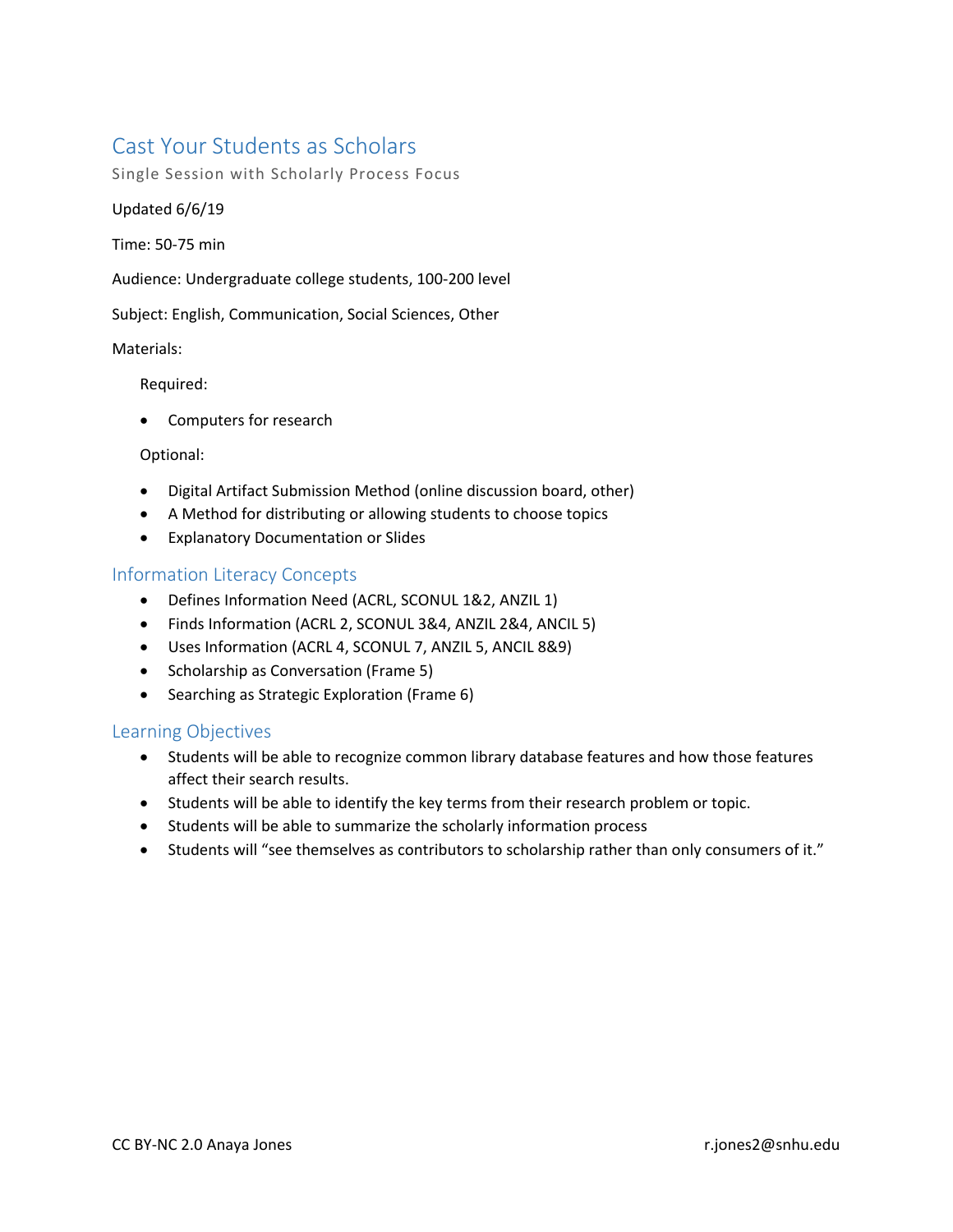# Cast Your Students as Scholars

Single Session with Scholarly Process Focus

Updated 6/6/19

Time: 50-75 min

Audience: Undergraduate college students, 100-200 level

Subject: English, Communication, Social Sciences, Other

Materials:

Required:

- Computers for research

Optional:

- Digital Artifact Submission Method (online discussion board, other)
- A Method for distributing or allowing students to choose topics
- Explanatory Documentation or Slides

## Information Literacy Concepts

- Defines Information Need (ACRL, SCONUL 1&2, ANZIL 1)
- Finds Information (ACRL 2, SCONUL 3&4, ANZIL 2&4, ANCIL 5)
- Uses Information (ACRL 4, SCONUL 7, ANZIL 5, ANCIL 8&9)
- Scholarship as Conversation (Frame 5)
- Searching as Strategic Exploration (Frame 6)

## Learning Objectives

- Students will be able to recognize common library database features and how those features affect their search results.
- Students will be able to identify the key terms from their research problem or topic.
- Students will be able to summarize the scholarly information process
- Students will "see themselves as contributors to scholarship rather than only consumers of it."

CC BY-NC 2.0 Anaya Jones r.jones2@snhu.edu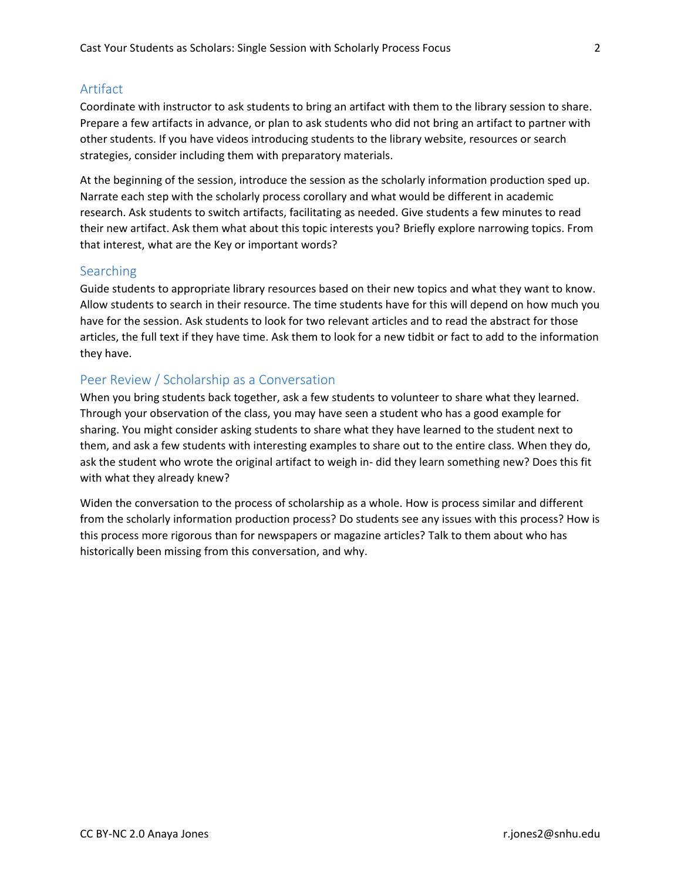## Artifact

Coordinate with instructor to ask students to bring an artifact with them to the library session to share. Prepare a few artifacts in advance, or plan to ask students who did not bring an artifact to partner with other students. If you have videos introducing students to the library website, resources or search strategies, consider including them with preparatory materials.

At the beginning of the session, introduce the session as the scholarly information production sped up. Narrate each step with the scholarly process corollary and what would be different in academic research. Ask students to switch artifacts, facilitating as needed. Give students a few minutes to read their new artifact. Ask them what about this topic interests you? Briefly explore narrowing topics. From that interest, what are the Key or important words?

## Searching

Guide students to appropriate library resources based on their new topics and what they want to know. Allow students to search in their resource. The time students have for this will depend on how much you have for the session. Ask students to look for two relevant articles and to read the abstract for those articles, the full text if they have time. Ask them to look for a new tidbit or fact to add to the information they have.

## Peer Review / Scholarship as a Conversation

When you bring students back together, ask a few students to volunteer to share what they learned. Through your observation of the class, you may have seen a student who has a good example for sharing. You might consider asking students to share what they have learned to the student next to them, and ask a few students with interesting examples to share out to the entire class. When they do, ask the student who wrote the original artifact to weigh in- did they learn something new? Does this fit with what they already knew?

Widen the conversation to the process of scholarship as a whole. How is process similar and different from the scholarly information production process? Do students see any issues with this process? How is this process more rigorous than for newspapers or magazine articles? Talk to them about who has historically been missing from this conversation, and why.

CC BY-NC 2.0 Anaya Jones r.jones2@snhu.edu